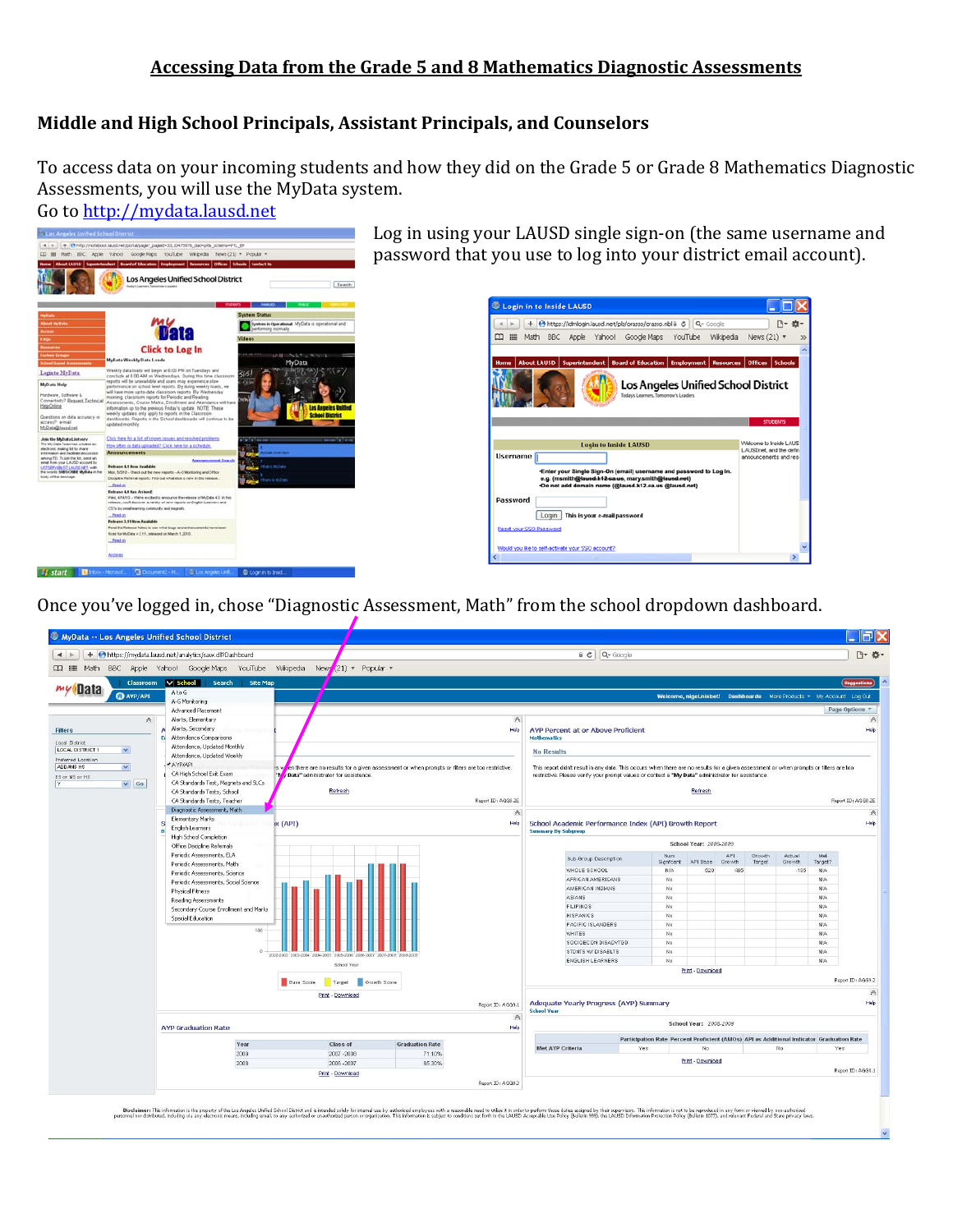# Accessing Data from the Grade 5 and 8 Mathematics Diagnostic Assessments

## Middle and High School Principals, Assistant Principals, and Counselors

To access data on your incoming students and how they did on the Grade 5 or Grade 8 Mathematics Diagnostic Assessments, you will use the MyData system.

Go to http://mydata.lausd.net

Log in using your LAUSD single sign-on (the same username and password that you use to log into your district email account).

Once you've logged in, chose "Diagnostic Assessment, Math" from the school dropdown dashboard.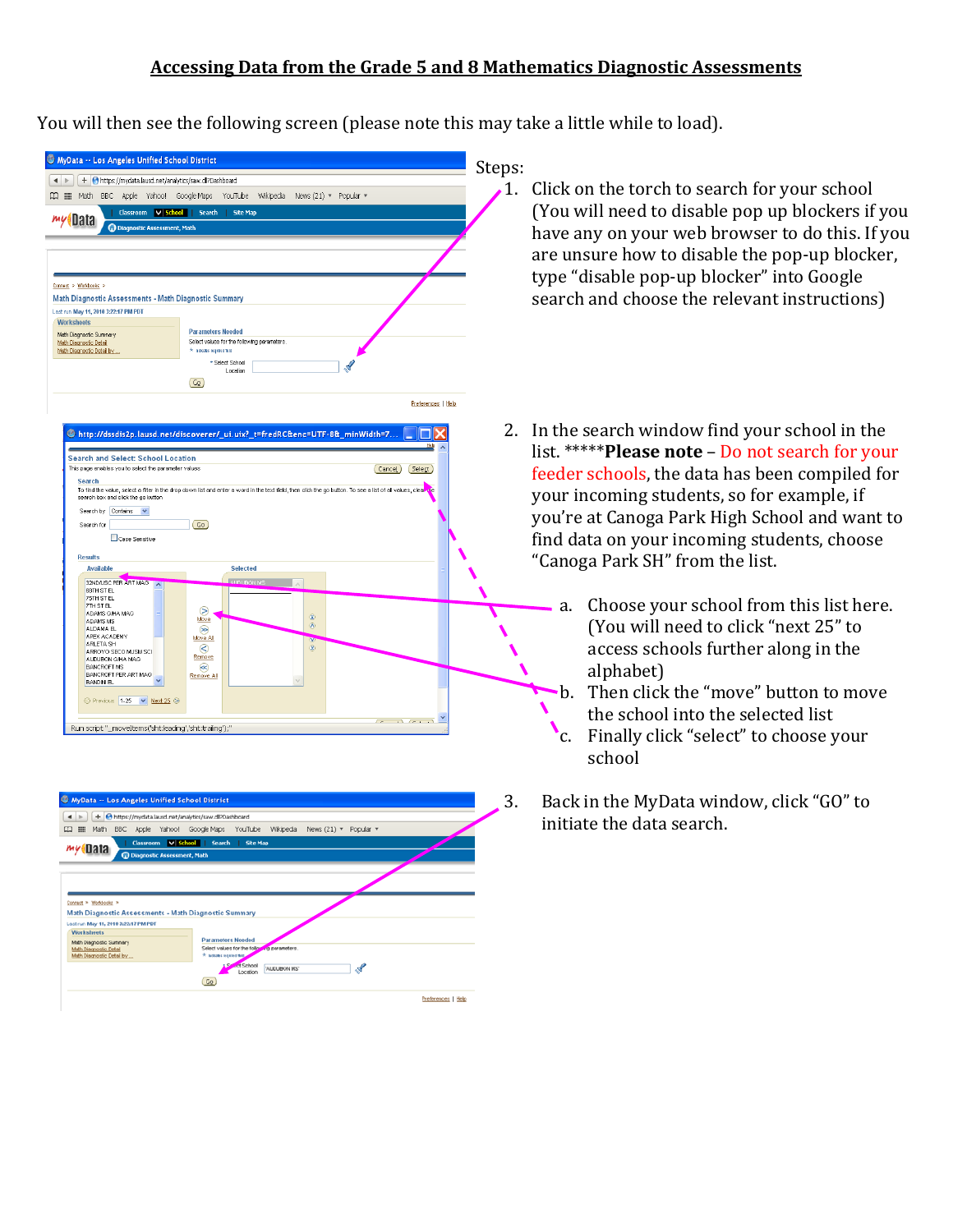# Accessing Data from the Grade 5 and 8 Mathematics Diagnostic Assessments

You will then see the following screen (please note this may take a little while to load).

Steps:

1. Click on the torch to search for your school (You will need to disable pop up blockers if you have any on your web browser to do this. If you are unsure how to disable the pop-up blocker, type "disable pop-up blocker" into Google search and choose the relevant instructions)

2. In the search window find your school in the list. *****Please note** – Do not search for your feeder schools, the data has been compiled for your incoming students, so for example, if you're at Canoga Park High School and want to find data on your incoming students, choose "Canoga Park SH" from the list.
   a. Choose your school from this list here. (You will need to click "next 25" to access schools further along in the alphabet)
   b. Then click the "move" button to move the school into the selected list
   c. Finally click "select" to choose your school

3. Back in the MyData window, click "GO" to initiate the data search.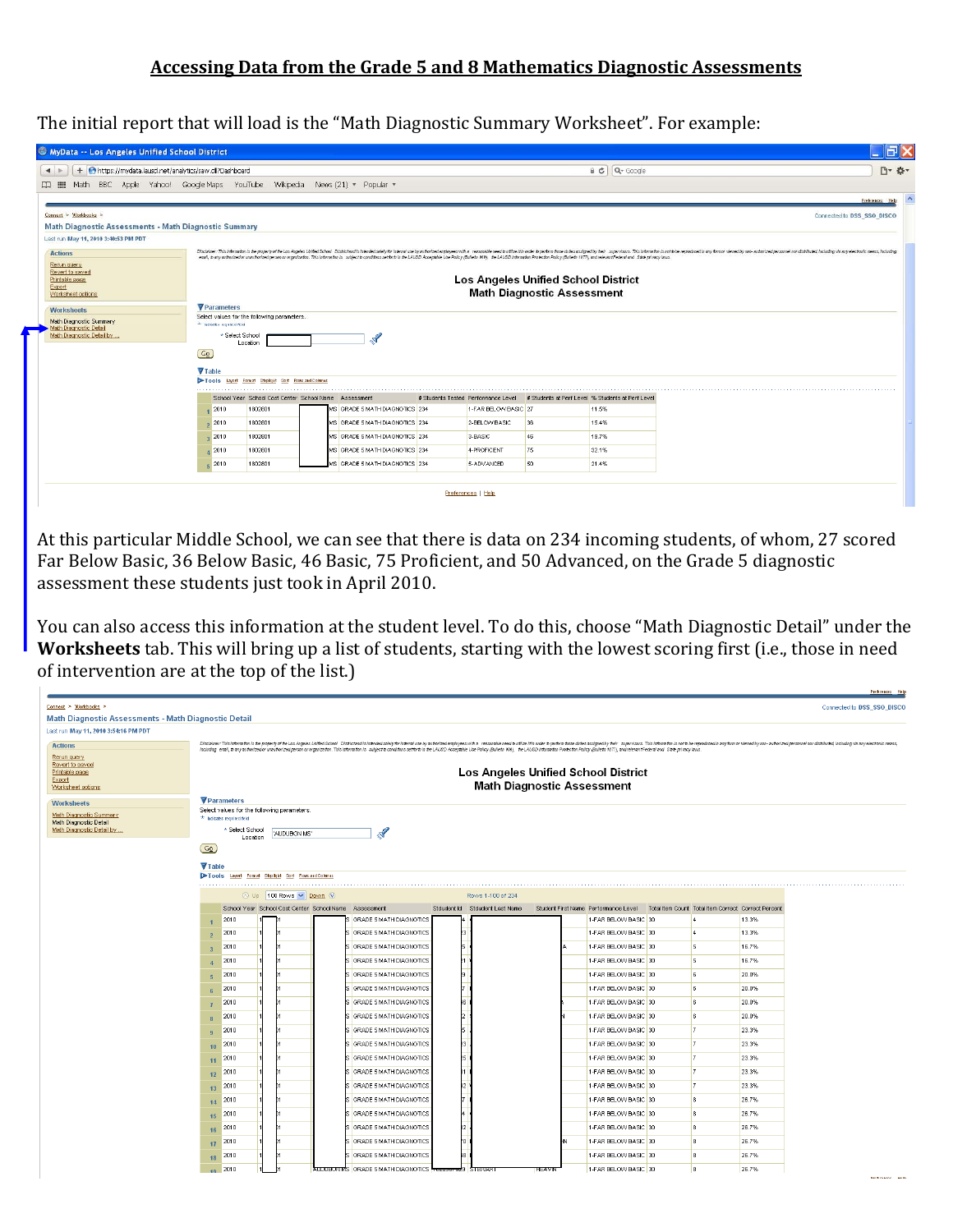# Accessing Data from the Grade 5 and 8 Mathematics Diagnostic Assessments

The initial report that will load is the "Math Diagnostic Summary Worksheet". For example:

At this particular Middle School, we can see that there is data on 234 incoming students, of whom, 27 scored Far Below Basic, 36 Below Basic, 46 Basic, 75 Proficient, and 50 Advanced, on the Grade 5 diagnostic assessment these students just took in April 2010.

You can also access this information at the student level. To do this, choose "Math Diagnostic Detail" under the **Worksheets** tab. This will bring up a list of students, starting with the lowest scoring first (i.e., those in need of intervention are at the top of the list.)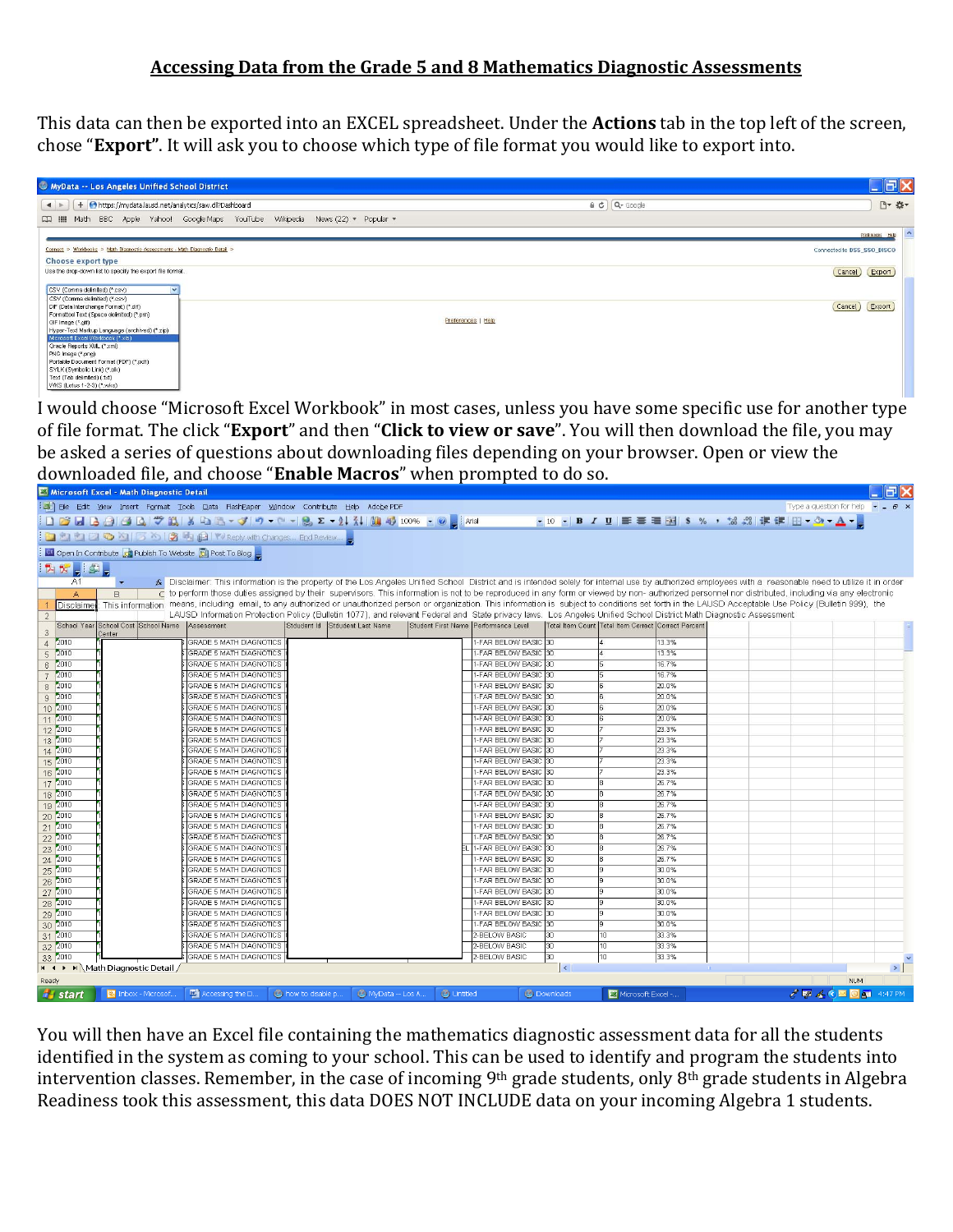## Accessing Data from the Grade 5 and 8 Mathematics Diagnostic Assessments

This data can then be exported into an EXCEL spreadsheet. Under the **Actions** tab in the top left of the screen, chose "**Export**". It will ask you to choose which type of file format you would like to export into.

I would choose "Microsoft Excel Workbook" in most cases, unless you have some specific use for another type of file format. The click "**Export**" and then "**Click to view or save**". You will then download the file, you may be asked a series of questions about downloading files depending on your browser. Open or view the downloaded file, and choose "**Enable Macros**" when prompted to do so.

You will then have an Excel file containing the mathematics diagnostic assessment data for all the students identified in the system as coming to your school. This can be used to identify and program the students into intervention classes. Remember, in the case of incoming 9th grade students, only 8th grade students in Algebra Readiness took this assessment, this data DOES NOT INCLUDE data on your incoming Algebra 1 students.